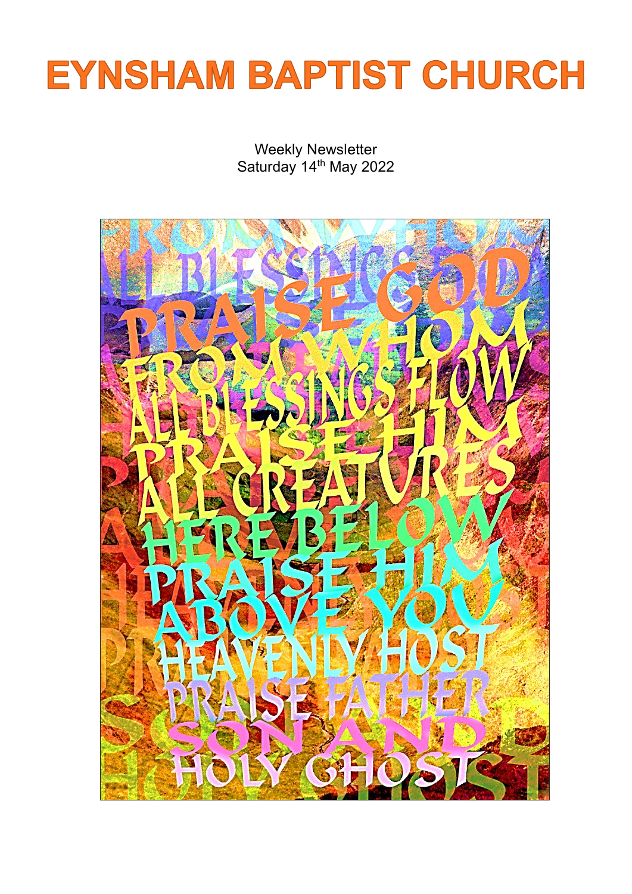# EYNSHAM BAPTIST CHURCH

Weekly Newsletter
Saturday 14th May 2022

PRAISE GOD
FROM WHOM
ALL BLESSINGS FLOW
PRAISE HIM
ALL CREATURES
HERE BELOW
PRAISE HIM
ABOVE YOU
HEAVENLY HOST
PRAISE FATHER
SON AND
HOLY GHOST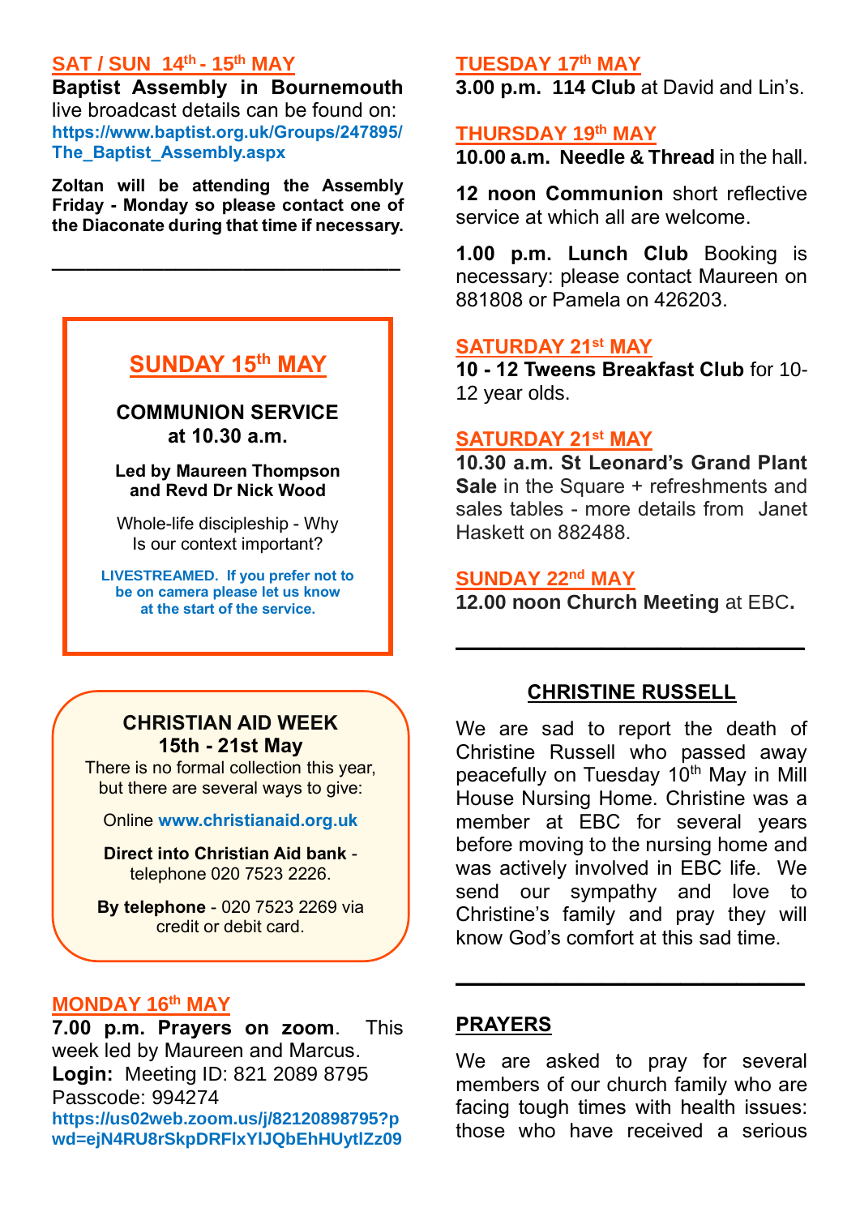## SAT / SUN 14th - 15th MAY

**Baptist Assembly in Bournemouth** live broadcast details can be found on: **https://www.baptist.org.uk/Groups/247895/The_Baptist_Assembly.aspx**

**Zoltan will be attending the Assembly Friday - Monday so please contact one of the Diaconate during that time if necessary.**

---

## SUNDAY 15th MAY

**COMMUNION SERVICE at 10.30 a.m.**

**Led by Maureen Thompson and Revd Dr Nick Wood**

Whole-life discipleship - Why Is our context important?

**LIVESTREAMED. If you prefer not to be on camera please let us know at the start of the service.**

---

**CHRISTIAN AID WEEK 15th - 21st May**

There is no formal collection this year, but there are several ways to give:

Online **www.christianaid.org.uk**

**Direct into Christian Aid bank** - telephone 020 7523 2226.

**By telephone** - 020 7523 2269 via credit or debit card.

## MONDAY 16th MAY

**7.00 p.m. Prayers on zoom**. This week led by Maureen and Marcus.
**Login:** Meeting ID: 821 2089 8795
Passcode: 994274
**https://us02web.zoom.us/j/82120898795?pwd=ejN4RU8rSkpDRFlxYlJQbEhHUytlZz09**

## TUESDAY 17th MAY

**3.00 p.m. 114 Club** at David and Lin's.

## THURSDAY 19th MAY

**10.00 a.m. Needle & Thread** in the hall.

**12 noon Communion** short reflective service at which all are welcome.

**1.00 p.m. Lunch Club** Booking is necessary: please contact Maureen on 881808 or Pamela on 426203.

## SATURDAY 21st MAY

**10 - 12 Tweens Breakfast Club** for 10-12 year olds.

## SATURDAY 21st MAY

**10.30 a.m. St Leonard's Grand Plant Sale** in the Square + refreshments and sales tables - more details from Janet Haskett on 882488.

## SUNDAY 22nd MAY

**12.00 noon Church Meeting** at EBC**.**

---

## CHRISTINE RUSSELL

We are sad to report the death of Christine Russell who passed away peacefully on Tuesday 10th May in Mill House Nursing Home. Christine was a member at EBC for several years before moving to the nursing home and was actively involved in EBC life. We send our sympathy and love to Christine's family and pray they will know God's comfort at this sad time.

---

## PRAYERS

We are asked to pray for several members of our church family who are facing tough times with health issues: those who have received a serious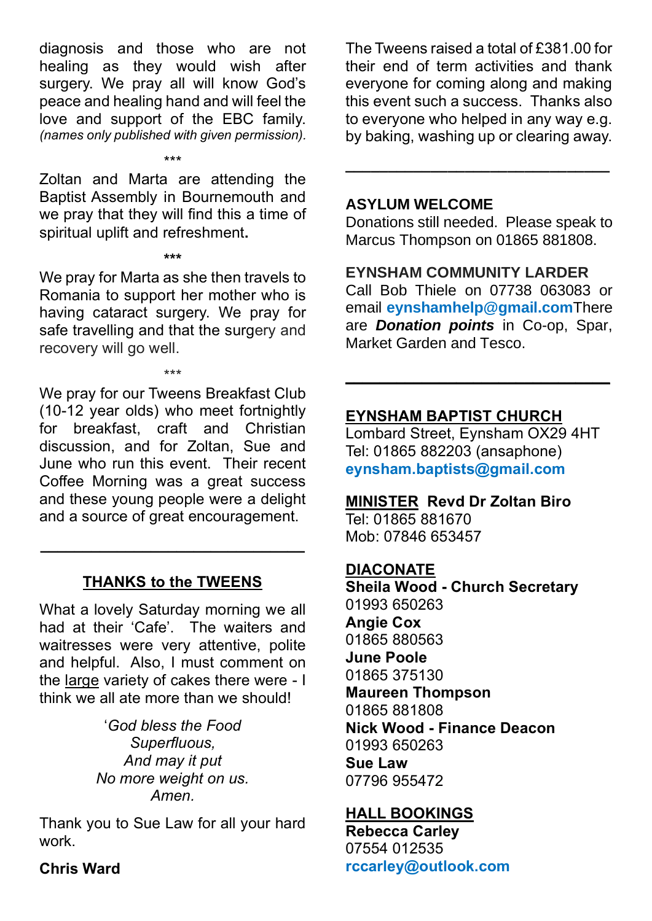diagnosis and those who are not healing as they would wish after surgery. We pray all will know God's peace and healing hand and will feel the love and support of the EBC family. *(names only published with given permission).*

\*\*\*

Zoltan and Marta are attending the Baptist Assembly in Bournemouth and we pray that they will find this a time of spiritual uplift and refreshment**.**

**\*\*\***

We pray for Marta as she then travels to Romania to support her mother who is having cataract surgery. We pray for safe travelling and that the surgery and recovery will go well.

\*\*\*

We pray for our Tweens Breakfast Club (10-12 year olds) who meet fortnightly for breakfast, craft and Christian discussion, and for Zoltan, Sue and June who run this event. Their recent Coffee Morning was a great success and these young people were a delight and a source of great encouragement.

---

## THANKS to the TWEENS

What a lovely Saturday morning we all had at their 'Cafe'. The waiters and waitresses were very attentive, polite and helpful. Also, I must comment on the large variety of cakes there were - I think we all ate more than we should!

*'God bless the Food*
*Superfluous,*
*And may it put*
*No more weight on us.*
*Amen.*

Thank you to Sue Law for all your hard work.

**Chris Ward**

The Tweens raised a total of £381.00 for their end of term activities and thank everyone for coming along and making this event such a success. Thanks also to everyone who helped in any way e.g. by baking, washing up or clearing away.

---

**ASYLUM WELCOME**
Donations still needed. Please speak to Marcus Thompson on 01865 881808.

**EYNSHAM COMMUNITY LARDER**
Call Bob Thiele on 07738 063083 or email **eynshamhelp@gmail.com**There are ***Donation points*** in Co-op, Spar, Market Garden and Tesco.

---

**EYNSHAM BAPTIST CHURCH**
Lombard Street, Eynsham OX29 4HT
Tel: 01865 882203 (ansaphone)
**eynsham.baptists@gmail.com**

**MINISTER Revd Dr Zoltan Biro**
Tel: 01865 881670
Mob: 07846 653457

**DIACONATE**
**Sheila Wood - Church Secretary**
01993 650263
**Angie Cox**
01865 880563
**June Poole**
01865 375130
**Maureen Thompson**
01865 881808
**Nick Wood - Finance Deacon**
01993 650263
**Sue Law**
07796 955472

**HALL BOOKINGS**
**Rebecca Carley**
07554 012535
**rccarley@outlook.com**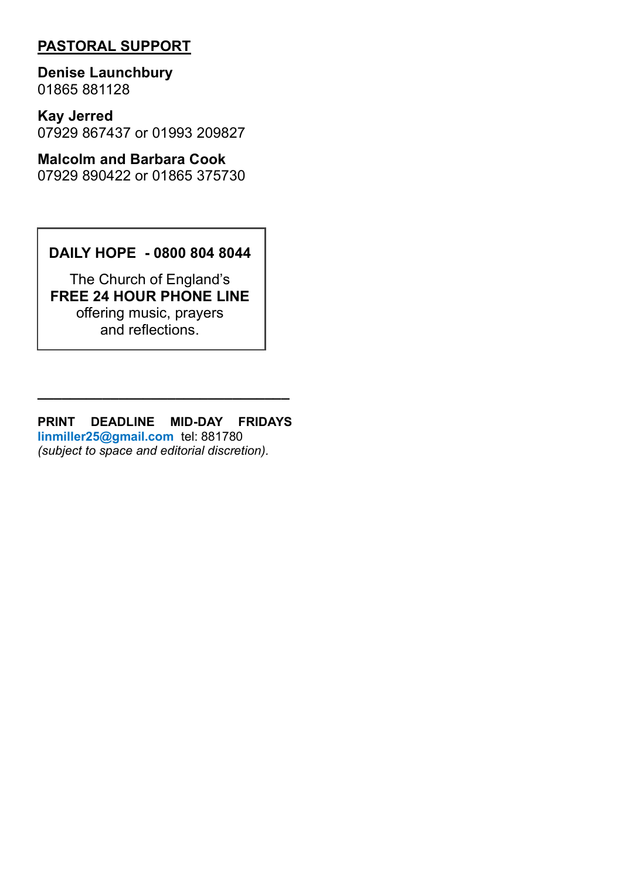## PASTORAL SUPPORT

**Denise Launchbury**
01865 881128

**Kay Jerred**
07929 867437 or 01993 209827

**Malcolm and Barbara Cook**
07929 890422 or 01865 375730

**DAILY HOPE - 0800 804 8044**

The Church of England's
**FREE 24 HOUR PHONE LINE**
offering music, prayers
and reflections.

---

**PRINT DEADLINE MID-DAY FRIDAYS**
**linmiller25@gmail.com** tel: 881780
*(subject to space and editorial discretion).*